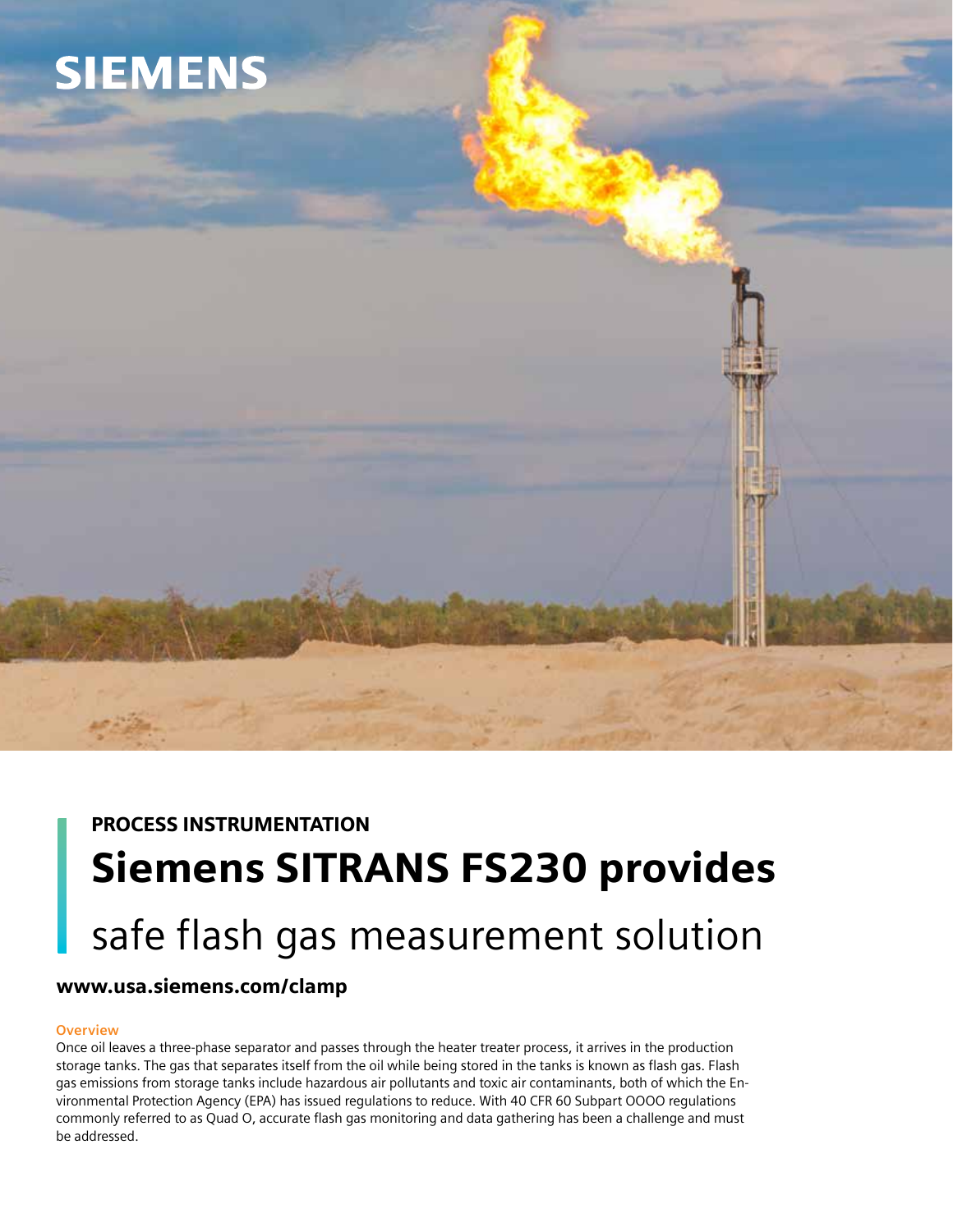SIEMENS

PROCESS INSTRUMENTATION

# Siemens SITRANS FS230 provides safe flash gas measurement solution

**www.usa.siemens.com/clamp**

## Overview

Once oil leaves a three-phase separator and passes through the heater treater process, it arrives in the production storage tanks. The gas that separates itself from the oil while being stored in the tanks is known as flash gas. Flash gas emissions from storage tanks include hazardous air pollutants and toxic air contaminants, both of which the Environmental Protection Agency (EPA) has issued regulations to reduce. With 40 CFR 60 Subpart OOOO regulations commonly referred to as Quad O, accurate flash gas monitoring and data gathering has been a challenge and must be addressed.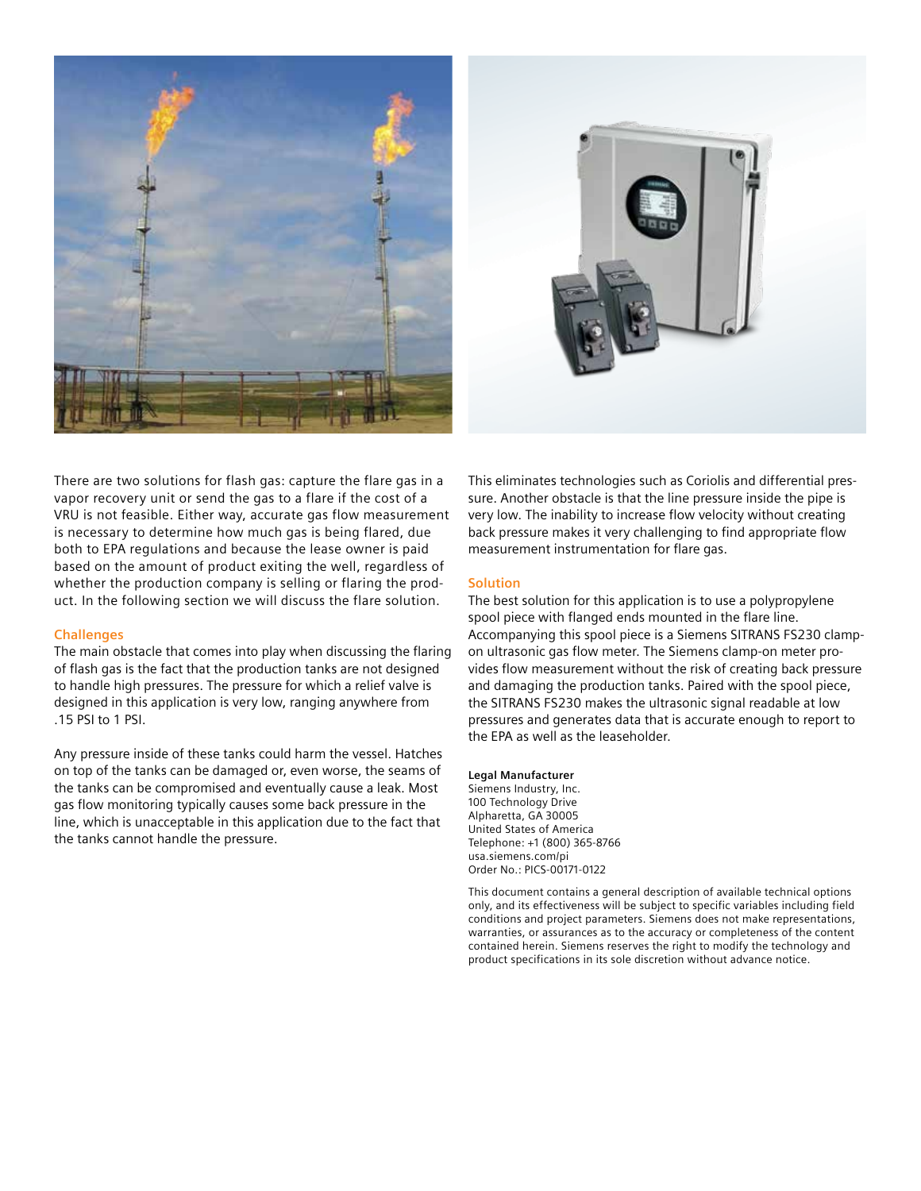There are two solutions for flash gas: capture the flare gas in a vapor recovery unit or send the gas to a flare if the cost of a VRU is not feasible. Either way, accurate gas flow measurement is necessary to determine how much gas is being flared, due both to EPA regulations and because the lease owner is paid based on the amount of product exiting the well, regardless of whether the production company is selling or flaring the product. In the following section we will discuss the flare solution.

### Challenges

The main obstacle that comes into play when discussing the flaring of flash gas is the fact that the production tanks are not designed to handle high pressures. The pressure for which a relief valve is designed in this application is very low, ranging anywhere from .15 PSI to 1 PSI.

Any pressure inside of these tanks could harm the vessel. Hatches on top of the tanks can be damaged or, even worse, the seams of the tanks can be compromised and eventually cause a leak. Most gas flow monitoring typically causes some back pressure in the line, which is unacceptable in this application due to the fact that the tanks cannot handle the pressure.

This eliminates technologies such as Coriolis and differential pressure. Another obstacle is that the line pressure inside the pipe is very low. The inability to increase flow velocity without creating back pressure makes it very challenging to find appropriate flow measurement instrumentation for flare gas.

### Solution

The best solution for this application is to use a polypropylene spool piece with flanged ends mounted in the flare line. Accompanying this spool piece is a Siemens SITRANS FS230 clamp-on ultrasonic gas flow meter. The Siemens clamp-on meter provides flow measurement without the risk of creating back pressure and damaging the production tanks. Paired with the spool piece, the SITRANS FS230 makes the ultrasonic signal readable at low pressures and generates data that is accurate enough to report to the EPA as well as the leaseholder.

**Legal Manufacturer**
Siemens Industry, Inc.
100 Technology Drive
Alpharetta, GA 30005
United States of America
Telephone: +1 (800) 365-8766
usa.siemens.com/pi
Order No.: PICS-00171-0122

This document contains a general description of available technical options only, and its effectiveness will be subject to specific variables including field conditions and project parameters. Siemens does not make representations, warranties, or assurances as to the accuracy or completeness of the content contained herein. Siemens reserves the right to modify the technology and product specifications in its sole discretion without advance notice.